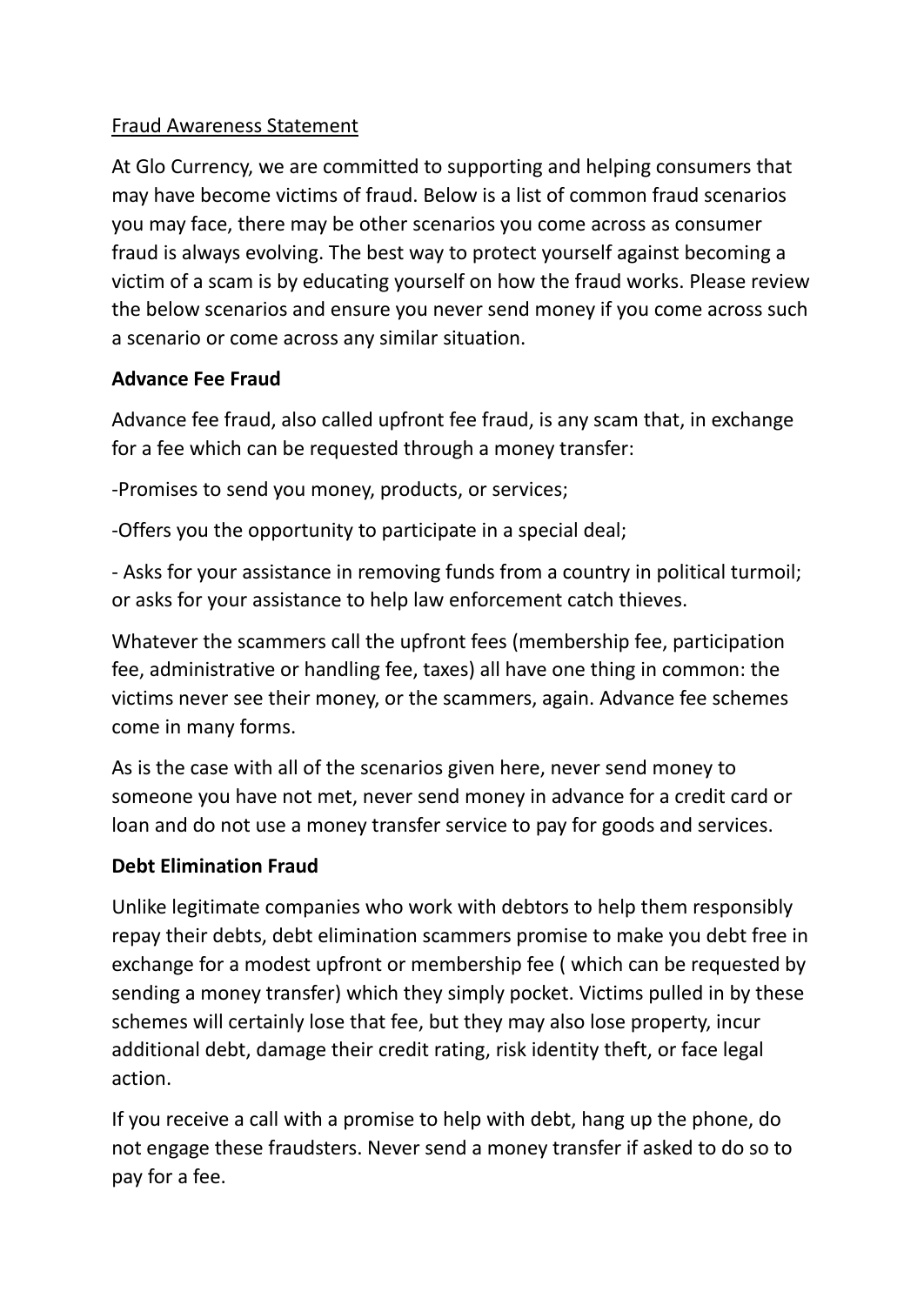Fraud Awareness Statement

At Glo Currency, we are committed to supporting and helping consumers that may have become victims of fraud. Below is a list of common fraud scenarios you may face, there may be other scenarios you come across as consumer fraud is always evolving. The best way to protect yourself against becoming a victim of a scam is by educating yourself on how the fraud works. Please review the below scenarios and ensure you never send money if you come across such a scenario or come across any similar situation.

**Advance Fee Fraud**

Advance fee fraud, also called upfront fee fraud, is any scam that, in exchange for a fee which can be requested through a money transfer:

-Promises to send you money, products, or services;

-Offers you the opportunity to participate in a special deal;

- Asks for your assistance in removing funds from a country in political turmoil; or asks for your assistance to help law enforcement catch thieves.

Whatever the scammers call the upfront fees (membership fee, participation fee, administrative or handling fee, taxes) all have one thing in common: the victims never see their money, or the scammers, again. Advance fee schemes come in many forms.

As is the case with all of the scenarios given here, never send money to someone you have not met, never send money in advance for a credit card or loan and do not use a money transfer service to pay for goods and services.

**Debt Elimination Fraud**

Unlike legitimate companies who work with debtors to help them responsibly repay their debts, debt elimination scammers promise to make you debt free in exchange for a modest upfront or membership fee ( which can be requested by sending a money transfer) which they simply pocket. Victims pulled in by these schemes will certainly lose that fee, but they may also lose property, incur additional debt, damage their credit rating, risk identity theft, or face legal action.

If you receive a call with a promise to help with debt, hang up the phone, do not engage these fraudsters. Never send a money transfer if asked to do so to pay for a fee.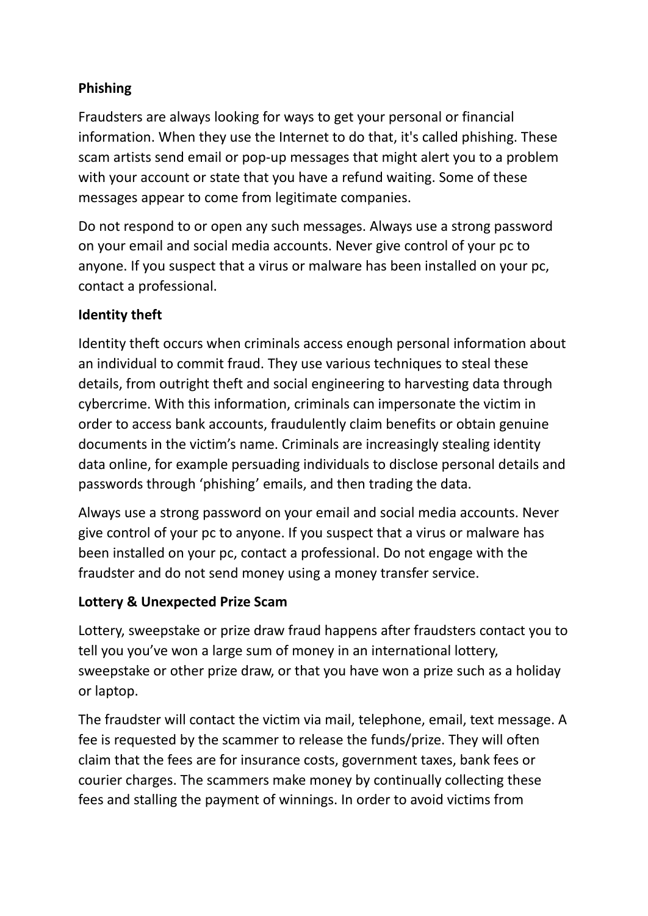**Phishing**

Fraudsters are always looking for ways to get your personal or financial information. When they use the Internet to do that, it's called phishing. These scam artists send email or pop-up messages that might alert you to a problem with your account or state that you have a refund waiting. Some of these messages appear to come from legitimate companies.

Do not respond to or open any such messages. Always use a strong password on your email and social media accounts. Never give control of your pc to anyone. If you suspect that a virus or malware has been installed on your pc, contact a professional.

**Identity theft**

Identity theft occurs when criminals access enough personal information about an individual to commit fraud. They use various techniques to steal these details, from outright theft and social engineering to harvesting data through cybercrime. With this information, criminals can impersonate the victim in order to access bank accounts, fraudulently claim benefits or obtain genuine documents in the victim's name. Criminals are increasingly stealing identity data online, for example persuading individuals to disclose personal details and passwords through 'phishing' emails, and then trading the data.

Always use a strong password on your email and social media accounts. Never give control of your pc to anyone. If you suspect that a virus or malware has been installed on your pc, contact a professional. Do not engage with the fraudster and do not send money using a money transfer service.

**Lottery & Unexpected Prize Scam**

Lottery, sweepstake or prize draw fraud happens after fraudsters contact you to tell you you've won a large sum of money in an international lottery, sweepstake or other prize draw, or that you have won a prize such as a holiday or laptop.

The fraudster will contact the victim via mail, telephone, email, text message. A fee is requested by the scammer to release the funds/prize. They will often claim that the fees are for insurance costs, government taxes, bank fees or courier charges. The scammers make money by continually collecting these fees and stalling the payment of winnings. In order to avoid victims from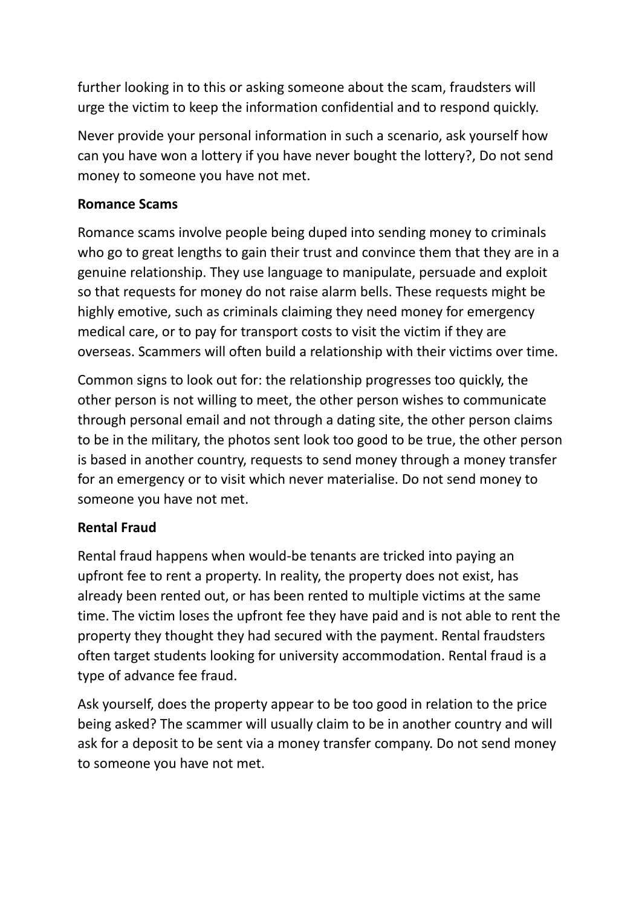further looking in to this or asking someone about the scam, fraudsters will urge the victim to keep the information confidential and to respond quickly.

Never provide your personal information in such a scenario, ask yourself how can you have won a lottery if you have never bought the lottery?, Do not send money to someone you have not met.

**Romance Scams**

Romance scams involve people being duped into sending money to criminals who go to great lengths to gain their trust and convince them that they are in a genuine relationship. They use language to manipulate, persuade and exploit so that requests for money do not raise alarm bells. These requests might be highly emotive, such as criminals claiming they need money for emergency medical care, or to pay for transport costs to visit the victim if they are overseas. Scammers will often build a relationship with their victims over time.

Common signs to look out for: the relationship progresses too quickly, the other person is not willing to meet, the other person wishes to communicate through personal email and not through a dating site, the other person claims to be in the military, the photos sent look too good to be true, the other person is based in another country, requests to send money through a money transfer for an emergency or to visit which never materialise. Do not send money to someone you have not met.

**Rental Fraud**

Rental fraud happens when would-be tenants are tricked into paying an upfront fee to rent a property. In reality, the property does not exist, has already been rented out, or has been rented to multiple victims at the same time. The victim loses the upfront fee they have paid and is not able to rent the property they thought they had secured with the payment. Rental fraudsters often target students looking for university accommodation. Rental fraud is a type of advance fee fraud.

Ask yourself, does the property appear to be too good in relation to the price being asked? The scammer will usually claim to be in another country and will ask for a deposit to be sent via a money transfer company. Do not send money to someone you have not met.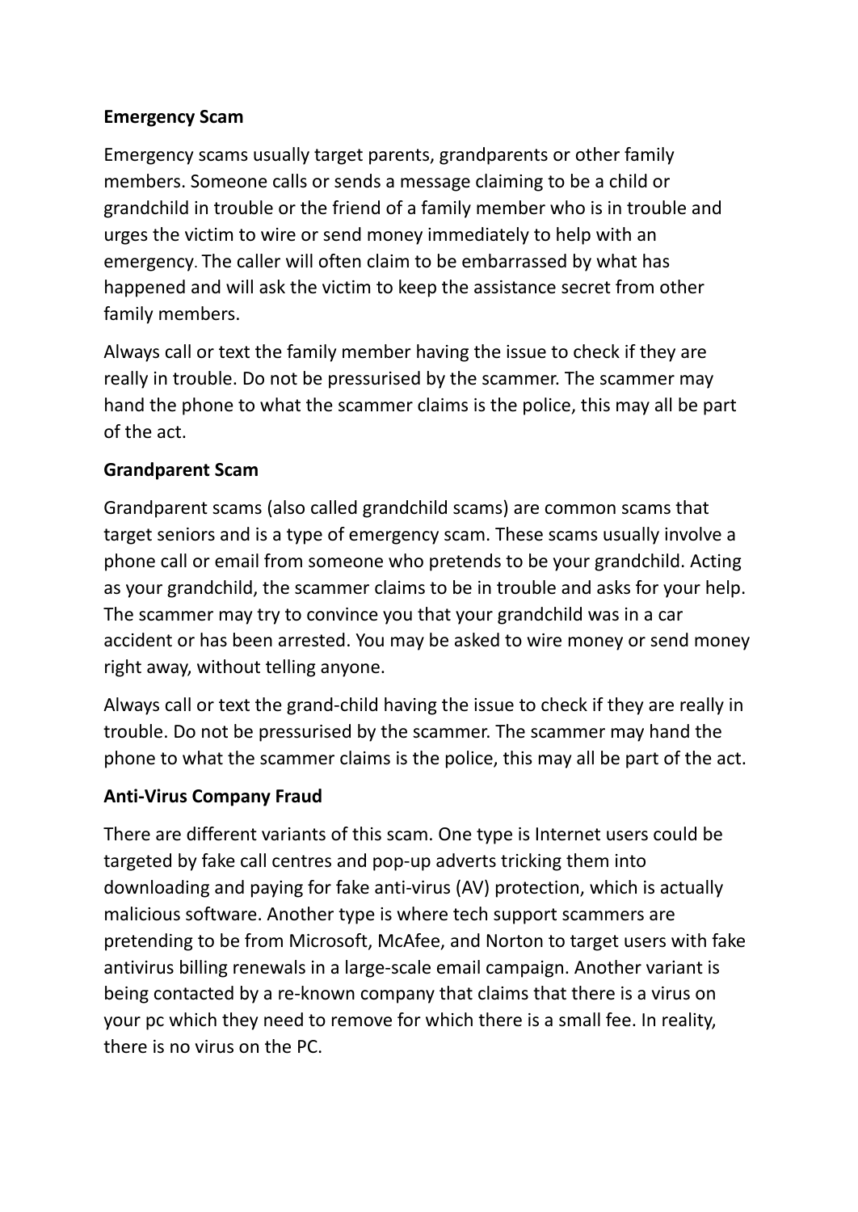**Emergency Scam**

Emergency scams usually target parents, grandparents or other family members. Someone calls or sends a message claiming to be a child or grandchild in trouble or the friend of a family member who is in trouble and urges the victim to wire or send money immediately to help with an emergency. The caller will often claim to be embarrassed by what has happened and will ask the victim to keep the assistance secret from other family members.

Always call or text the family member having the issue to check if they are really in trouble. Do not be pressurised by the scammer. The scammer may hand the phone to what the scammer claims is the police, this may all be part of the act.

**Grandparent Scam**

Grandparent scams (also called grandchild scams) are common scams that target seniors and is a type of emergency scam. These scams usually involve a phone call or email from someone who pretends to be your grandchild. Acting as your grandchild, the scammer claims to be in trouble and asks for your help. The scammer may try to convince you that your grandchild was in a car accident or has been arrested. You may be asked to wire money or send money right away, without telling anyone.

Always call or text the grand-child having the issue to check if they are really in trouble. Do not be pressurised by the scammer. The scammer may hand the phone to what the scammer claims is the police, this may all be part of the act.

**Anti-Virus Company Fraud**

There are different variants of this scam. One type is Internet users could be targeted by fake call centres and pop-up adverts tricking them into downloading and paying for fake anti-virus (AV) protection, which is actually malicious software. Another type is where tech support scammers are pretending to be from Microsoft, McAfee, and Norton to target users with fake antivirus billing renewals in a large-scale email campaign. Another variant is being contacted by a re-known company that claims that there is a virus on your pc which they need to remove for which there is a small fee. In reality, there is no virus on the PC.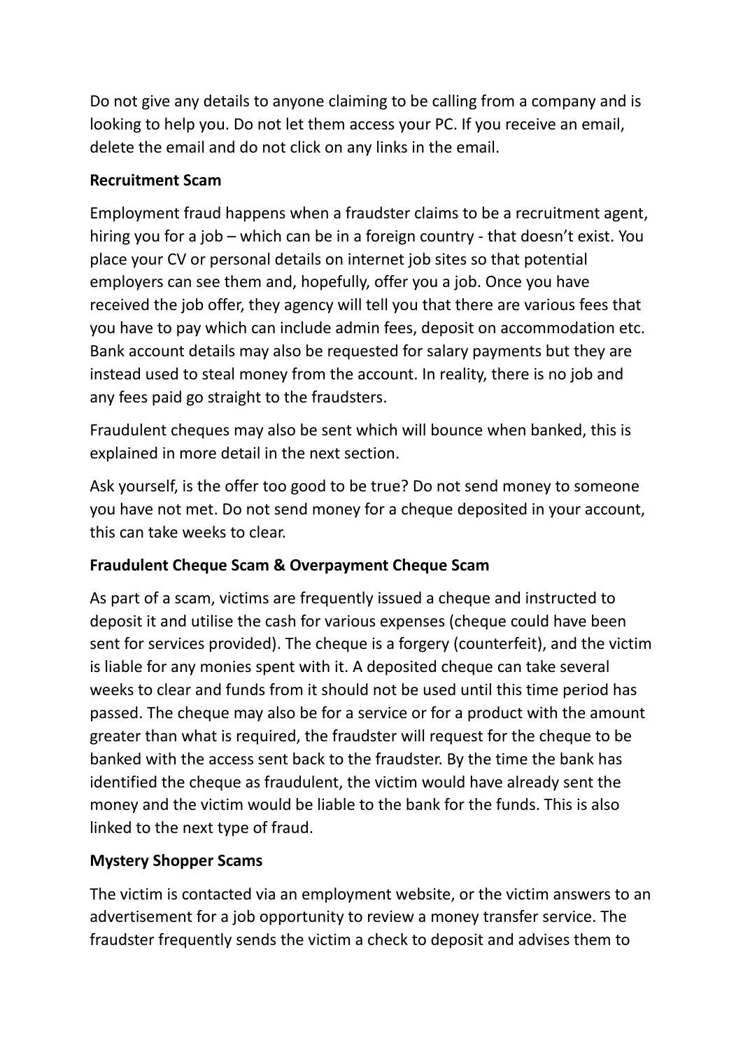Do not give any details to anyone claiming to be calling from a company and is looking to help you. Do not let them access your PC. If you receive an email, delete the email and do not click on any links in the email.

**Recruitment Scam**

Employment fraud happens when a fraudster claims to be a recruitment agent, hiring you for a job – which can be in a foreign country - that doesn't exist. You place your CV or personal details on internet job sites so that potential employers can see them and, hopefully, offer you a job. Once you have received the job offer, they agency will tell you that there are various fees that you have to pay which can include admin fees, deposit on accommodation etc. Bank account details may also be requested for salary payments but they are instead used to steal money from the account. In reality, there is no job and any fees paid go straight to the fraudsters.

Fraudulent cheques may also be sent which will bounce when banked, this is explained in more detail in the next section.

Ask yourself, is the offer too good to be true? Do not send money to someone you have not met. Do not send money for a cheque deposited in your account, this can take weeks to clear.

**Fraudulent Cheque Scam & Overpayment Cheque Scam**

As part of a scam, victims are frequently issued a cheque and instructed to deposit it and utilise the cash for various expenses (cheque could have been sent for services provided). The cheque is a forgery (counterfeit), and the victim is liable for any monies spent with it. A deposited cheque can take several weeks to clear and funds from it should not be used until this time period has passed. The cheque may also be for a service or for a product with the amount greater than what is required, the fraudster will request for the cheque to be banked with the access sent back to the fraudster. By the time the bank has identified the cheque as fraudulent, the victim would have already sent the money and the victim would be liable to the bank for the funds. This is also linked to the next type of fraud.

**Mystery Shopper Scams**

The victim is contacted via an employment website, or the victim answers to an advertisement for a job opportunity to review a money transfer service. The fraudster frequently sends the victim a check to deposit and advises them to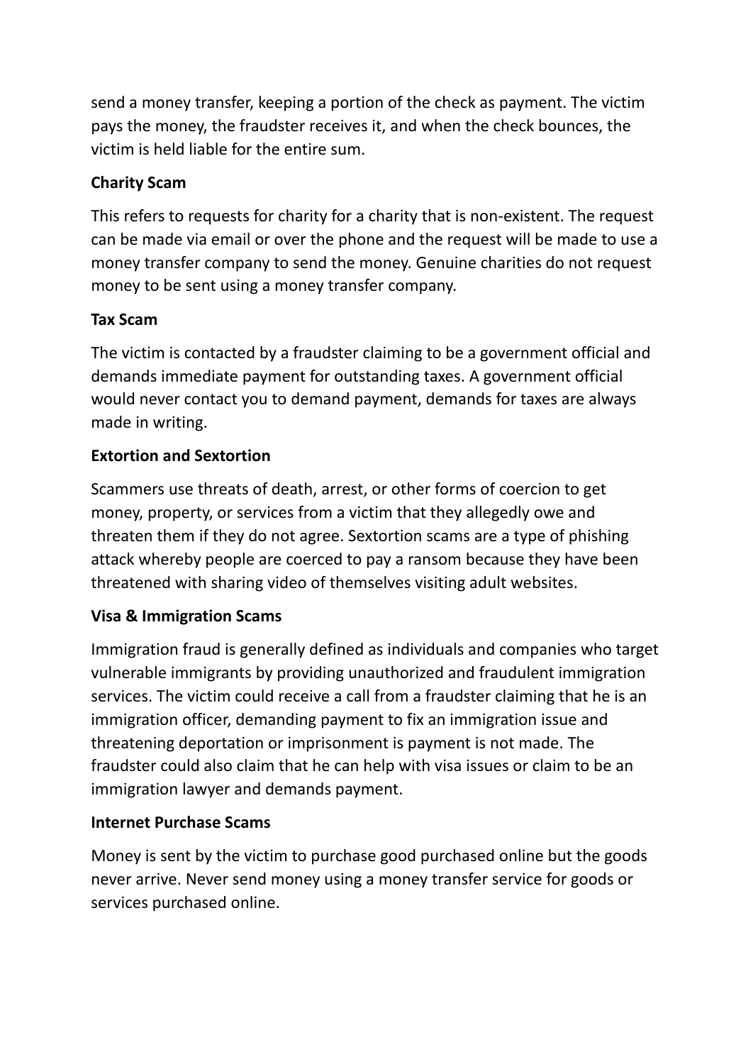send a money transfer, keeping a portion of the check as payment. The victim pays the money, the fraudster receives it, and when the check bounces, the victim is held liable for the entire sum.

**Charity Scam**

This refers to requests for charity for a charity that is non-existent. The request can be made via email or over the phone and the request will be made to use a money transfer company to send the money. Genuine charities do not request money to be sent using a money transfer company.

**Tax Scam**

The victim is contacted by a fraudster claiming to be a government official and demands immediate payment for outstanding taxes. A government official would never contact you to demand payment, demands for taxes are always made in writing.

**Extortion and Sextortion**

Scammers use threats of death, arrest, or other forms of coercion to get money, property, or services from a victim that they allegedly owe and threaten them if they do not agree. Sextortion scams are a type of phishing attack whereby people are coerced to pay a ransom because they have been threatened with sharing video of themselves visiting adult websites.

**Visa & Immigration Scams**

Immigration fraud is generally defined as individuals and companies who target vulnerable immigrants by providing unauthorized and fraudulent immigration services. The victim could receive a call from a fraudster claiming that he is an immigration officer, demanding payment to fix an immigration issue and threatening deportation or imprisonment is payment is not made. The fraudster could also claim that he can help with visa issues or claim to be an immigration lawyer and demands payment.

**Internet Purchase Scams**

Money is sent by the victim to purchase good purchased online but the goods never arrive. Never send money using a money transfer service for goods or services purchased online.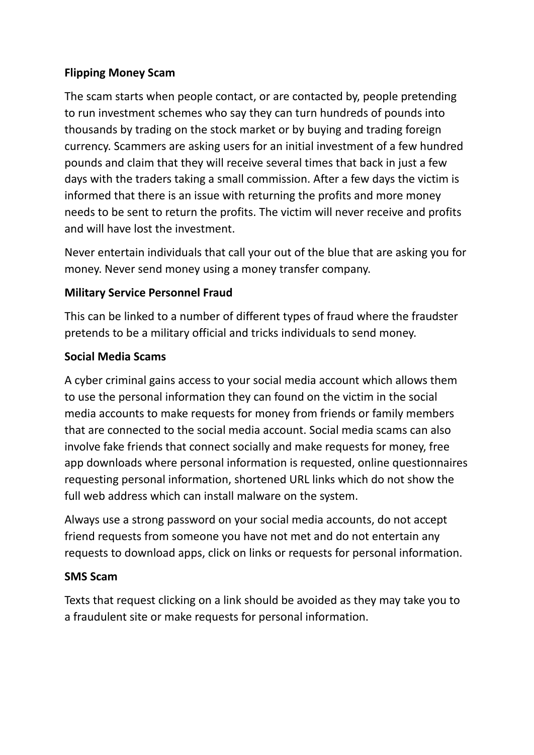**Flipping Money Scam**

The scam starts when people contact, or are contacted by, people pretending to run investment schemes who say they can turn hundreds of pounds into thousands by trading on the stock market or by buying and trading foreign currency. Scammers are asking users for an initial investment of a few hundred pounds and claim that they will receive several times that back in just a few days with the traders taking a small commission. After a few days the victim is informed that there is an issue with returning the profits and more money needs to be sent to return the profits. The victim will never receive and profits and will have lost the investment.

Never entertain individuals that call your out of the blue that are asking you for money. Never send money using a money transfer company.

**Military Service Personnel Fraud**

This can be linked to a number of different types of fraud where the fraudster pretends to be a military official and tricks individuals to send money.

**Social Media Scams**

A cyber criminal gains access to your social media account which allows them to use the personal information they can found on the victim in the social media accounts to make requests for money from friends or family members that are connected to the social media account. Social media scams can also involve fake friends that connect socially and make requests for money, free app downloads where personal information is requested, online questionnaires requesting personal information, shortened URL links which do not show the full web address which can install malware on the system.

Always use a strong password on your social media accounts, do not accept friend requests from someone you have not met and do not entertain any requests to download apps, click on links or requests for personal information.

**SMS Scam**

Texts that request clicking on a link should be avoided as they may take you to a fraudulent site or make requests for personal information.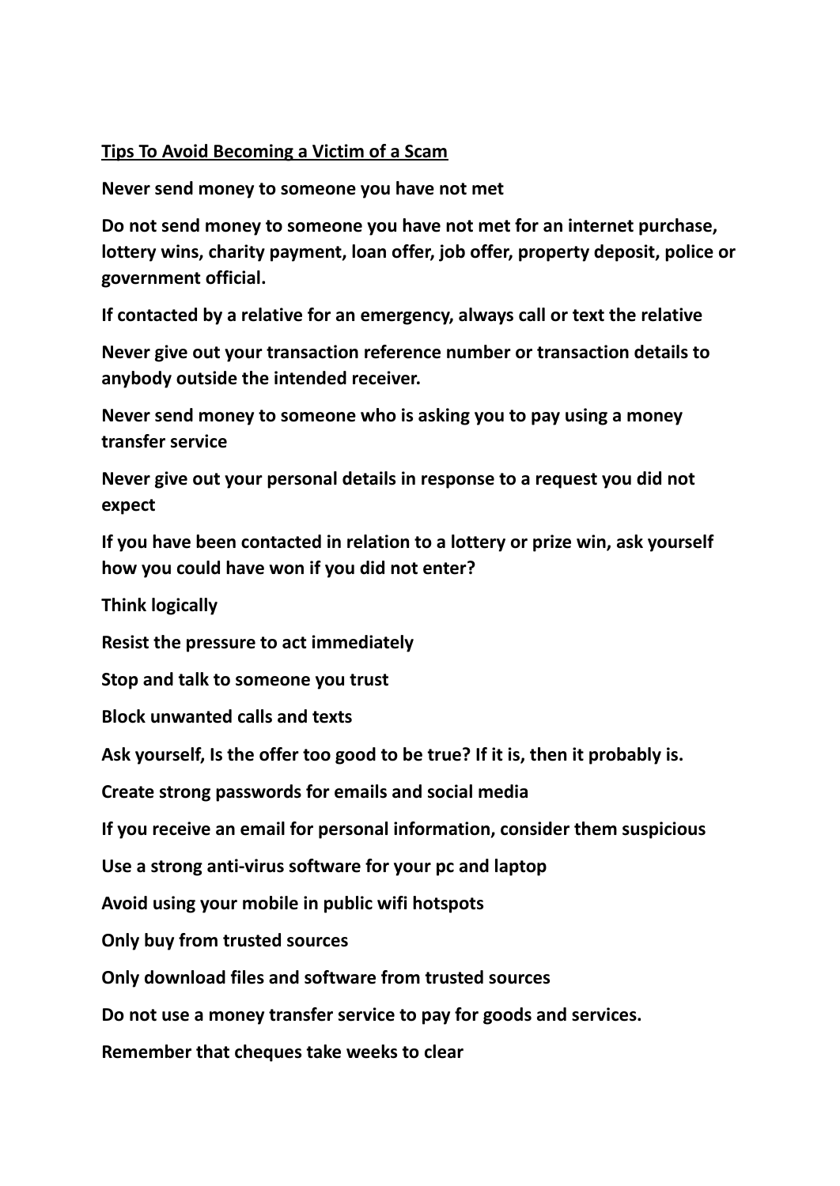## Tips To Avoid Becoming a Victim of a Scam

**Never send money to someone you have not met**

**Do not send money to someone you have not met for an internet purchase, lottery wins, charity payment, loan offer, job offer, property deposit, police or government official.**

**If contacted by a relative for an emergency, always call or text the relative**

**Never give out your transaction reference number or transaction details to anybody outside the intended receiver.**

**Never send money to someone who is asking you to pay using a money transfer service**

**Never give out your personal details in response to a request you did not expect**

**If you have been contacted in relation to a lottery or prize win, ask yourself how you could have won if you did not enter?**

**Think logically**

**Resist the pressure to act immediately**

**Stop and talk to someone you trust**

**Block unwanted calls and texts**

**Ask yourself, Is the offer too good to be true? If it is, then it probably is.**

**Create strong passwords for emails and social media**

**If you receive an email for personal information, consider them suspicious**

**Use a strong anti-virus software for your pc and laptop**

**Avoid using your mobile in public wifi hotspots**

**Only buy from trusted sources**

**Only download files and software from trusted sources**

**Do not use a money transfer service to pay for goods and services.**

**Remember that cheques take weeks to clear**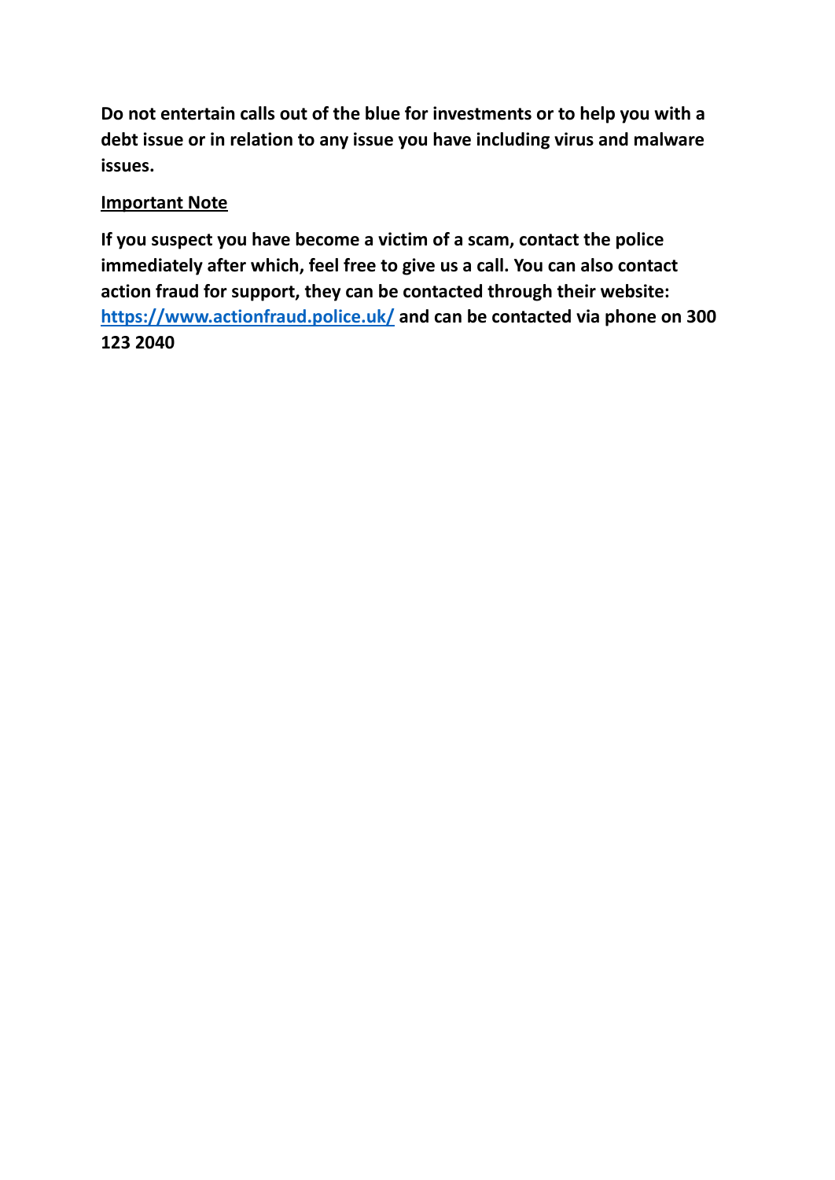**Do not entertain calls out of the blue for investments or to help you with a debt issue or in relation to any issue you have including virus and malware issues.**

**Important Note**

**If you suspect you have become a victim of a scam, contact the police immediately after which, feel free to give us a call. You can also contact action fraud for support, they can be contacted through their website: [https://www.actionfraud.police.uk/](https://www.actionfraud.police.uk/) and can be contacted via phone on 300 123 2040**